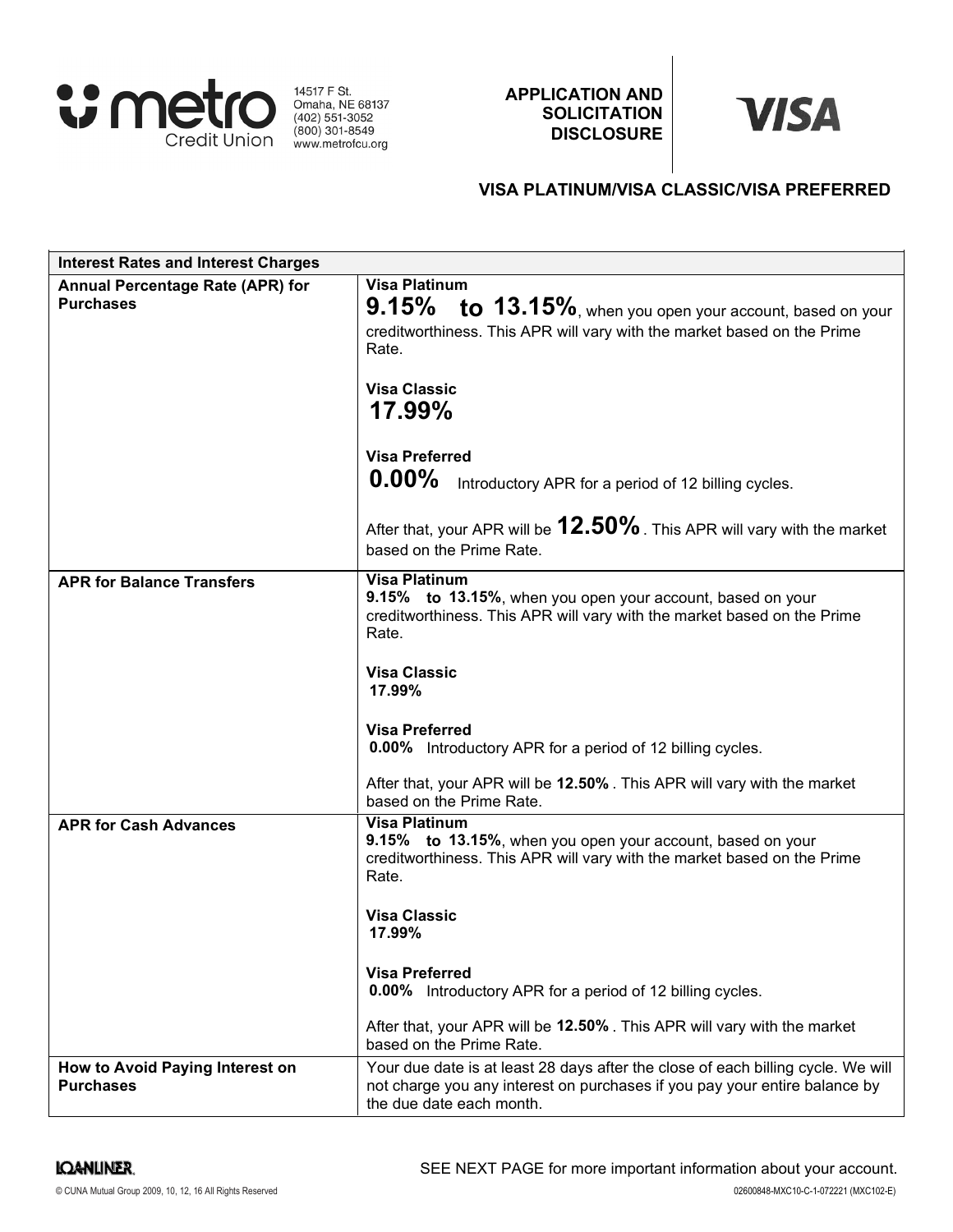metro Credit Union

14517 F St.
Omaha, NE 68137
(402) 551-3052
(800) 301-8549
www.metrofcu.org

**APPLICATION AND SOLICITATION DISCLOSURE**

VISA

## VISA PLATINUM/VISA CLASSIC/VISA PREFERRED

| Interest Rates and Interest Charges | |
|---|---|
| **Annual Percentage Rate (APR) for Purchases** | **Visa Platinum**<br>**9.15% to 13.15%**, when you open your account, based on your creditworthiness. This APR will vary with the market based on the Prime Rate.<br><br>**Visa Classic**<br>**17.99%**<br><br>**Visa Preferred**<br>**0.00%** Introductory APR for a period of 12 billing cycles.<br><br>After that, your APR will be **12.50%**. This APR will vary with the market based on the Prime Rate. |
| **APR for Balance Transfers** | **Visa Platinum**<br>**9.15% to 13.15%**, when you open your account, based on your creditworthiness. This APR will vary with the market based on the Prime Rate.<br><br>**Visa Classic**<br>**17.99%**<br><br>**Visa Preferred**<br>**0.00%** Introductory APR for a period of 12 billing cycles.<br><br>After that, your APR will be **12.50%**. This APR will vary with the market based on the Prime Rate. |
| **APR for Cash Advances** | **Visa Platinum**<br>**9.15% to 13.15%**, when you open your account, based on your creditworthiness. This APR will vary with the market based on the Prime Rate.<br><br>**Visa Classic**<br>**17.99%**<br><br>**Visa Preferred**<br>**0.00%** Introductory APR for a period of 12 billing cycles.<br><br>After that, your APR will be **12.50%**. This APR will vary with the market based on the Prime Rate. |
| **How to Avoid Paying Interest on Purchases** | Your due date is at least 28 days after the close of each billing cycle. We will not charge you any interest on purchases if you pay your entire balance by the due date each month. |

LOANLINER.

SEE NEXT PAGE for more important information about your account.

© CUNA Mutual Group 2009, 10, 12, 16 All Rights Reserved

02600848-MXC10-C-1-072221 (MXC102-E)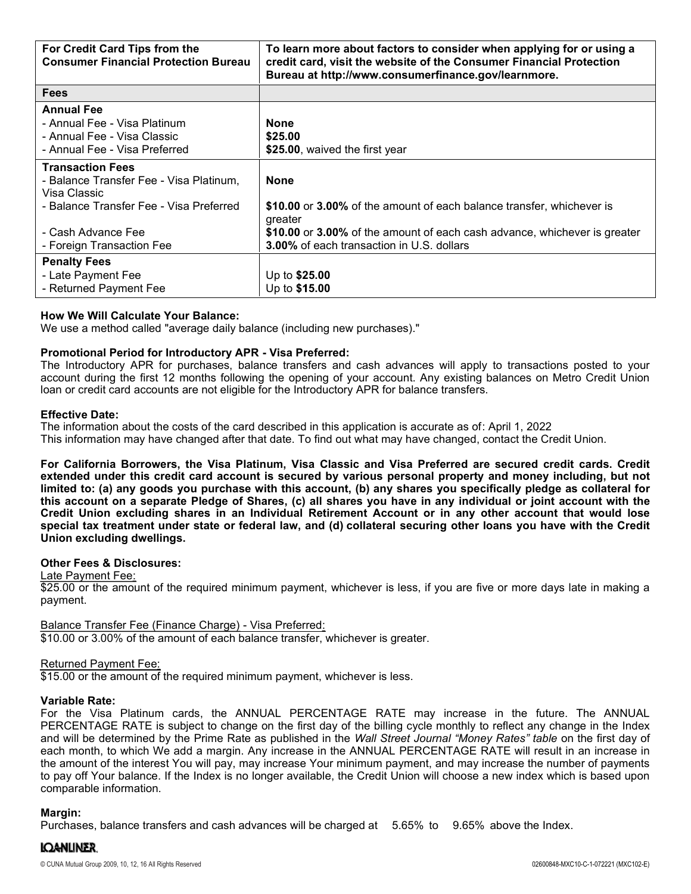| For Credit Card Tips from the Consumer Financial Protection Bureau | To learn more about factors to consider when applying for or using a credit card, visit the website of the Consumer Financial Protection Bureau at http://www.consumerfinance.gov/learnmore. |
|---|---|
| **Fees** | |
| **Annual Fee**<br>- Annual Fee - Visa Platinum<br>- Annual Fee - Visa Classic<br>- Annual Fee - Visa Preferred | <br>**None**<br>**$25.00**<br>**$25.00**, waived the first year |
| **Transaction Fees**<br>- Balance Transfer Fee - Visa Platinum, Visa Classic<br>- Balance Transfer Fee - Visa Preferred<br>- Cash Advance Fee<br>- Foreign Transaction Fee | <br>**None**<br>**$10.00** or **3.00%** of the amount of each balance transfer, whichever is greater<br>**$10.00** or **3.00%** of the amount of each cash advance, whichever is greater<br>**3.00%** of each transaction in U.S. dollars |
| **Penalty Fees**<br>- Late Payment Fee<br>- Returned Payment Fee | <br>Up to **$25.00**<br>Up to **$15.00** |

**How We Will Calculate Your Balance:**
We use a method called "average daily balance (including new purchases)."

**Promotional Period for Introductory APR - Visa Preferred:**
The Introductory APR for purchases, balance transfers and cash advances will apply to transactions posted to your account during the first 12 months following the opening of your account. Any existing balances on Metro Credit Union loan or credit card accounts are not eligible for the Introductory APR for balance transfers.

**Effective Date:**
The information about the costs of the card described in this application is accurate as of: April 1, 2022
This information may have changed after that date. To find out what may have changed, contact the Credit Union.

**For California Borrowers, the Visa Platinum, Visa Classic and Visa Preferred are secured credit cards. Credit extended under this credit card account is secured by various personal property and money including, but not limited to: (a) any goods you purchase with this account, (b) any shares you specifically pledge as collateral for this account on a separate Pledge of Shares, (c) all shares you have in any individual or joint account with the Credit Union excluding shares in an Individual Retirement Account or in any other account that would lose special tax treatment under state or federal law, and (d) collateral securing other loans you have with the Credit Union excluding dwellings.**

**Other Fees & Disclosures:**

Late Payment Fee:
$25.00 or the amount of the required minimum payment, whichever is less, if you are five or more days late in making a payment.

Balance Transfer Fee (Finance Charge) - Visa Preferred:
$10.00 or 3.00% of the amount of each balance transfer, whichever is greater.

Returned Payment Fee:
$15.00 or the amount of the required minimum payment, whichever is less.

**Variable Rate:**
For the Visa Platinum cards, the ANNUAL PERCENTAGE RATE may increase in the future. The ANNUAL PERCENTAGE RATE is subject to change on the first day of the billing cycle monthly to reflect any change in the Index and will be determined by the Prime Rate as published in the *Wall Street Journal "Money Rates" table* on the first day of each month, to which We add a margin. Any increase in the ANNUAL PERCENTAGE RATE will result in an increase in the amount of the interest You will pay, may increase Your minimum payment, and may increase the number of payments to pay off Your balance. If the Index is no longer available, the Credit Union will choose a new index which is based upon comparable information.

**Margin:**
Purchases, balance transfers and cash advances will be charged at 5.65% to 9.65% above the Index.

LOANLINER

© CUNA Mutual Group 2009, 10, 12, 16 All Rights Reserved

02600848-MXC10-C-1-072221 (MXC102-E)